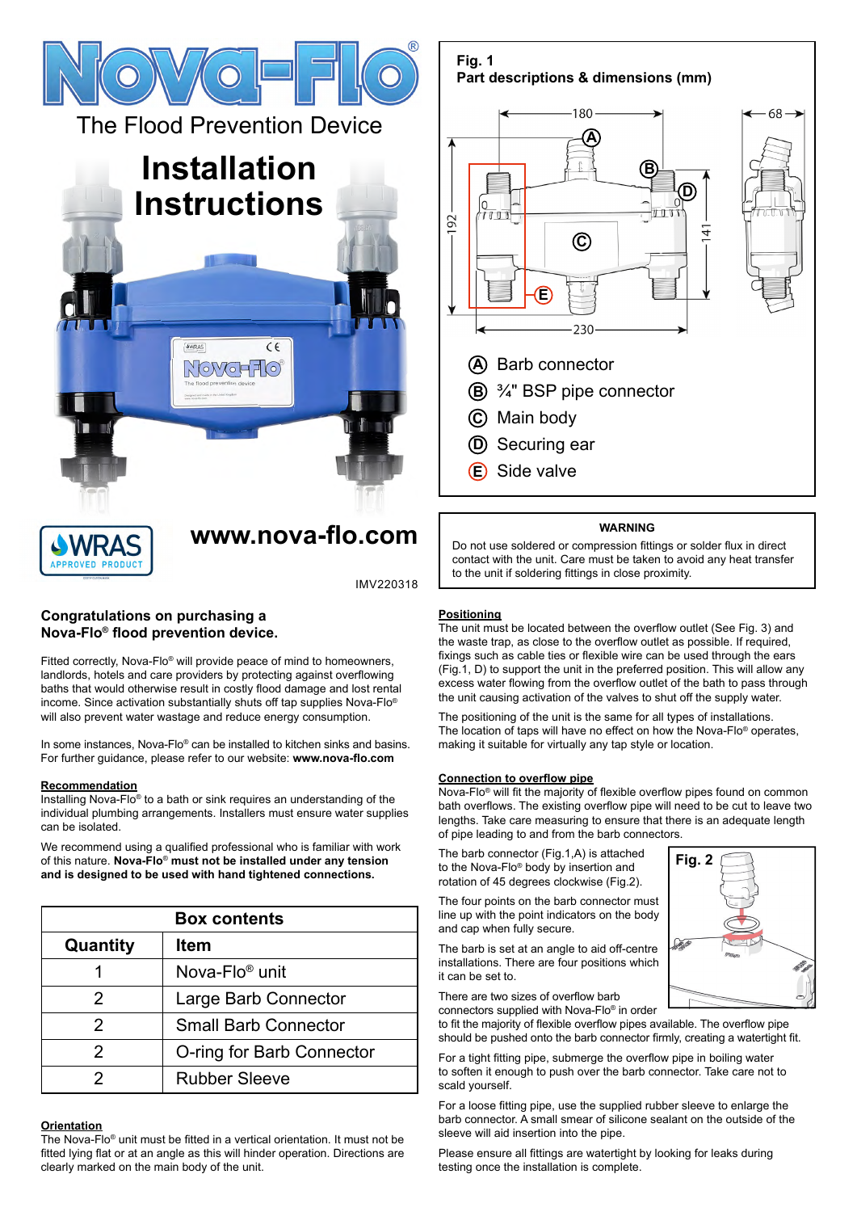# Nova-Flo®

The Flood Prevention Device

# Installation Instructions

www.nova-flo.com

IMV220318

**Fig. 1**
**Part descriptions & dimensions (mm)**

180 · 68 · 192 · 141 · 230

- (A) Barb connector
- (B) ¾" BSP pipe connector
- (C) Main body
- (D) Securing ear
- (E) Side valve

**WARNING**

Do not use soldered or compression fittings or solder flux in direct contact with the unit. Care must be taken to avoid any heat transfer to the unit if soldering fittings in close proximity.

## Congratulations on purchasing a Nova-Flo® flood prevention device.

Fitted correctly, Nova-Flo® will provide peace of mind to homeowners, landlords, hotels and care providers by protecting against overflowing baths that would otherwise result in costly flood damage and lost rental income. Since activation substantially shuts off tap supplies Nova-Flo® will also prevent water wastage and reduce energy consumption.

In some instances, Nova-Flo® can be installed to kitchen sinks and basins. For further guidance, please refer to our website: **www.nova-flo.com**

### Recommendation

Installing Nova-Flo® to a bath or sink requires an understanding of the individual plumbing arrangements. Installers must ensure water supplies can be isolated.

We recommend using a qualified professional who is familiar with work of this nature. **Nova-Flo® must not be installed under any tension and is designed to be used with hand tightened connections.**

| Box contents | |
|---|---|
| **Quantity** | **Item** |
| 1 | Nova-Flo® unit |
| 2 | Large Barb Connector |
| 2 | Small Barb Connector |
| 2 | O-ring for Barb Connector |
| 2 | Rubber Sleeve |

### Orientation

The Nova-Flo® unit must be fitted in a vertical orientation. It must not be fitted lying flat or at an angle as this will hinder operation. Directions are clearly marked on the main body of the unit.

### Positioning

The unit must be located between the overflow outlet (See Fig. 3) and the waste trap, as close to the overflow outlet as possible. If required, fixings such as cable ties or flexible wire can be used through the ears (Fig.1, D) to support the unit in the preferred position. This will allow any excess water flowing from the overflow outlet of the bath to pass through the unit causing activation of the valves to shut off the supply water.

The positioning of the unit is the same for all types of installations. The location of taps will have no effect on how the Nova-Flo® operates, making it suitable for virtually any tap style or location.

### Connection to overflow pipe

Nova-Flo® will fit the majority of flexible overflow pipes found on common bath overflows. The existing overflow pipe will need to be cut to leave two lengths. Take care measuring to ensure that there is an adequate length of pipe leading to and from the barb connectors.

The barb connector (Fig.1,A) is attached to the Nova-Flo® body by insertion and rotation of 45 degrees clockwise (Fig.2).

**Fig. 2**

The four points on the barb connector must line up with the point indicators on the body and cap when fully secure.

The barb is set at an angle to aid off-centre installations. There are four positions which it can be set to.

There are two sizes of overflow barb connectors supplied with Nova-Flo® in order to fit the majority of flexible overflow pipes available. The overflow pipe should be pushed onto the barb connector firmly, creating a watertight fit.

For a tight fitting pipe, submerge the overflow pipe in boiling water to soften it enough to push over the barb connector. Take care not to scald yourself.

For a loose fitting pipe, use the supplied rubber sleeve to enlarge the barb connector. A small smear of silicone sealant on the outside of the sleeve will aid insertion into the pipe.

Please ensure all fittings are watertight by looking for leaks during testing once the installation is complete.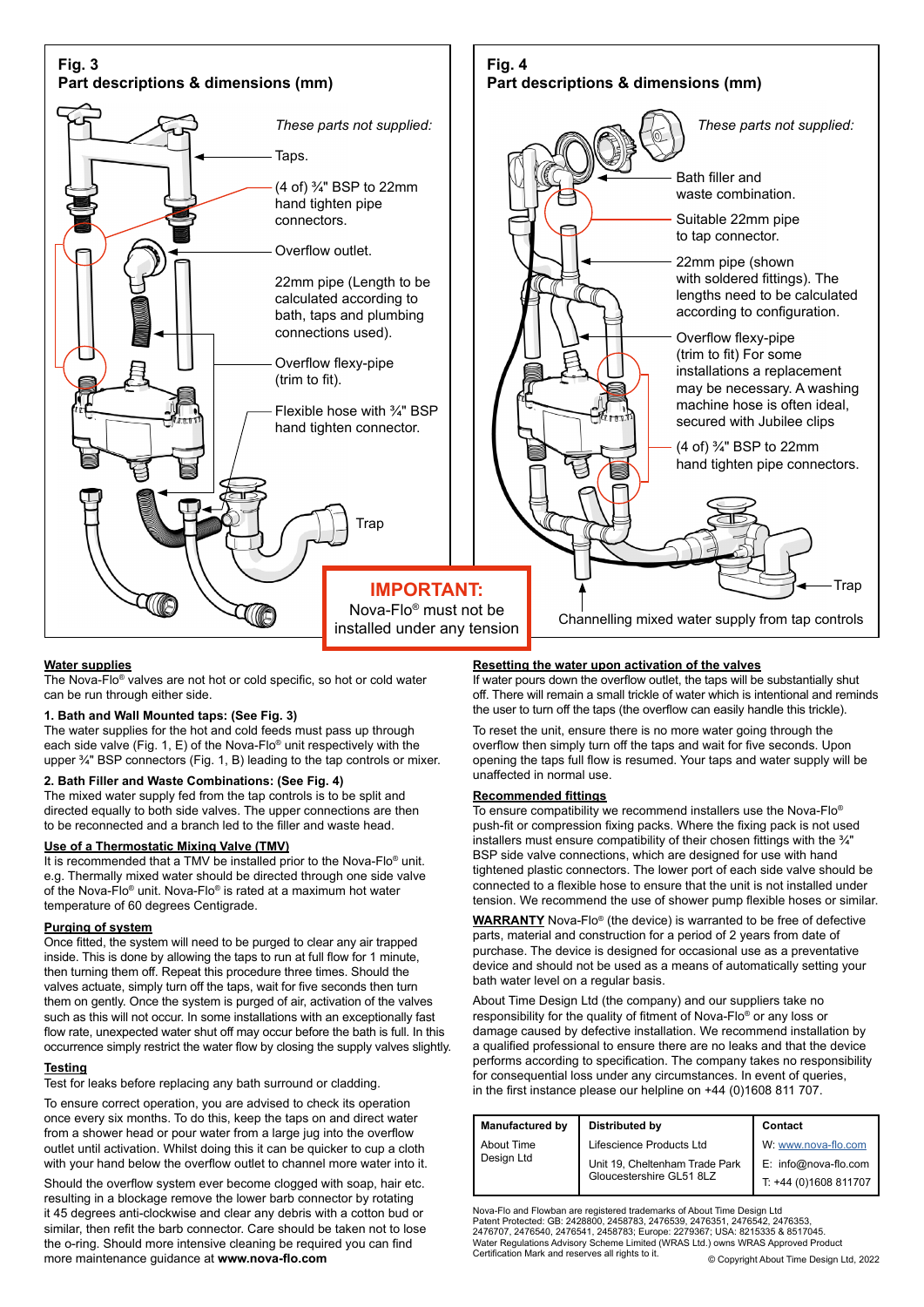**Fig. 3**
**Part descriptions & dimensions (mm)**

*These parts not supplied:*

Taps.

(4 of) ¾" BSP to 22mm hand tighten pipe connectors.

Overflow outlet.

22mm pipe (Length to be calculated according to bath, taps and plumbing connections used).

Overflow flexy-pipe (trim to fit).

Flexible hose with ¾" BSP hand tighten connector.

Trap

**Fig. 4**
**Part descriptions & dimensions (mm)**

*These parts not supplied:*

Bath filler and waste combination.

Suitable 22mm pipe to tap connector.

22mm pipe (shown with soldered fittings). The lengths need to be calculated according to configuration.

Overflow flexy-pipe (trim to fit) For some installations a replacement may be necessary. A washing machine hose is often ideal, secured with Jubilee clips

(4 of) ¾" BSP to 22mm hand tighten pipe connectors.

Trap

Channelling mixed water supply from tap controls

**IMPORTANT:**
Nova-Flo® must not be installed under any tension

**Water supplies**

The Nova-Flo® valves are not hot or cold specific, so hot or cold water can be run through either side.

**1. Bath and Wall Mounted taps: (See Fig. 3)**

The water supplies for the hot and cold feeds must pass up through each side valve (Fig. 1, E) of the Nova-Flo® unit respectively with the upper ¾" BSP connectors (Fig. 1, B) leading to the tap controls or mixer.

**2. Bath Filler and Waste Combinations: (See Fig. 4)**

The mixed water supply fed from the tap controls is to be split and directed equally to both side valves. The upper connections are then to be reconnected and a branch led to the filler and waste head.

**Use of a Thermostatic Mixing Valve (TMV)**

It is recommended that a TMV be installed prior to the Nova-Flo® unit. e.g. Thermally mixed water should be directed through one side valve of the Nova-Flo® unit. Nova-Flo® is rated at a maximum hot water temperature of 60 degrees Centigrade.

**Purging of system**

Once fitted, the system will need to be purged to clear any air trapped inside. This is done by allowing the taps to run at full flow for 1 minute, then turning them off. Repeat this procedure three times. Should the valves actuate, simply turn off the taps, wait for five seconds then turn them on gently. Once the system is purged of air, activation of the valves such as this will not occur. In some installations with an exceptionally fast flow rate, unexpected water shut off may occur before the bath is full. In this occurrence simply restrict the water flow by closing the supply valves slightly.

**Testing**

Test for leaks before replacing any bath surround or cladding.

To ensure correct operation, you are advised to check its operation once every six months. To do this, keep the taps on and direct water from a shower head or pour water from a large jug into the overflow outlet until activation. Whilst doing this it can be quicker to cup a cloth with your hand below the overflow outlet to channel more water into it.

Should the overflow system ever become clogged with soap, hair etc. resulting in a blockage remove the lower barb connector by rotating it 45 degrees anti-clockwise and clear any debris with a cotton bud or similar, then refit the barb connector. Care should be taken not to lose the o-ring. Should more intensive cleaning be required you can find more maintenance guidance at **www.nova-flo.com**

**Resetting the water upon activation of the valves**

If water pours down the overflow outlet, the taps will be substantially shut off. There will remain a small trickle of water which is intentional and reminds the user to turn off the taps (the overflow can easily handle this trickle).

To reset the unit, ensure there is no more water going through the overflow then simply turn off the taps and wait for five seconds. Upon opening the taps full flow is resumed. Your taps and water supply will be unaffected in normal use.

**Recommended fittings**

To ensure compatibility we recommend installers use the Nova-Flo® push-fit or compression fixing packs. Where the fixing pack is not used installers must ensure compatibility of their chosen fittings with the ¾" BSP side valve connections, which are designed for use with hand tightened plastic connectors. The lower port of each side valve should be connected to a flexible hose to ensure that the unit is not installed under tension. We recommend the use of shower pump flexible hoses or similar.

**WARRANTY** Nova-Flo® (the device) is warranted to be free of defective parts, material and construction for a period of 2 years from date of purchase. The device is designed for occasional use as a preventative device and should not be used as a means of automatically setting your bath water level on a regular basis.

About Time Design Ltd (the company) and our suppliers take no responsibility for the quality of fitment of Nova-Flo® or any loss or damage caused by defective installation. We recommend installation by a qualified professional to ensure there are no leaks and that the device performs according to specification. The company takes no responsibility for consequential loss under any circumstances. In event of queries, in the first instance please our helpline on +44 (0)1608 811 707.

| Manufactured by | Distributed by | Contact |
| --- | --- | --- |
| About Time Design Ltd | Lifescience Products Ltd<br>Unit 19, Cheltenham Trade Park Gloucestershire GL51 8LZ | W: www.nova-flo.com<br>E: info@nova-flo.com<br>T: +44 (0)1608 811707 |

Nova-Flo and Flowban are registered trademarks of About Time Design Ltd
Patent Protected: GB: 2428800, 2458783, 2476539, 2476351, 2476542, 2476353, 2476707, 2476540, 2476541, 2458783; Europe: 2279367; USA: 8215335 & 8517045.
Water Regulations Advisory Scheme Limited (WRAS Ltd.) owns WRAS Approved Product Certification Mark and reserves all rights to it.

© Copyright About Time Design Ltd, 2022